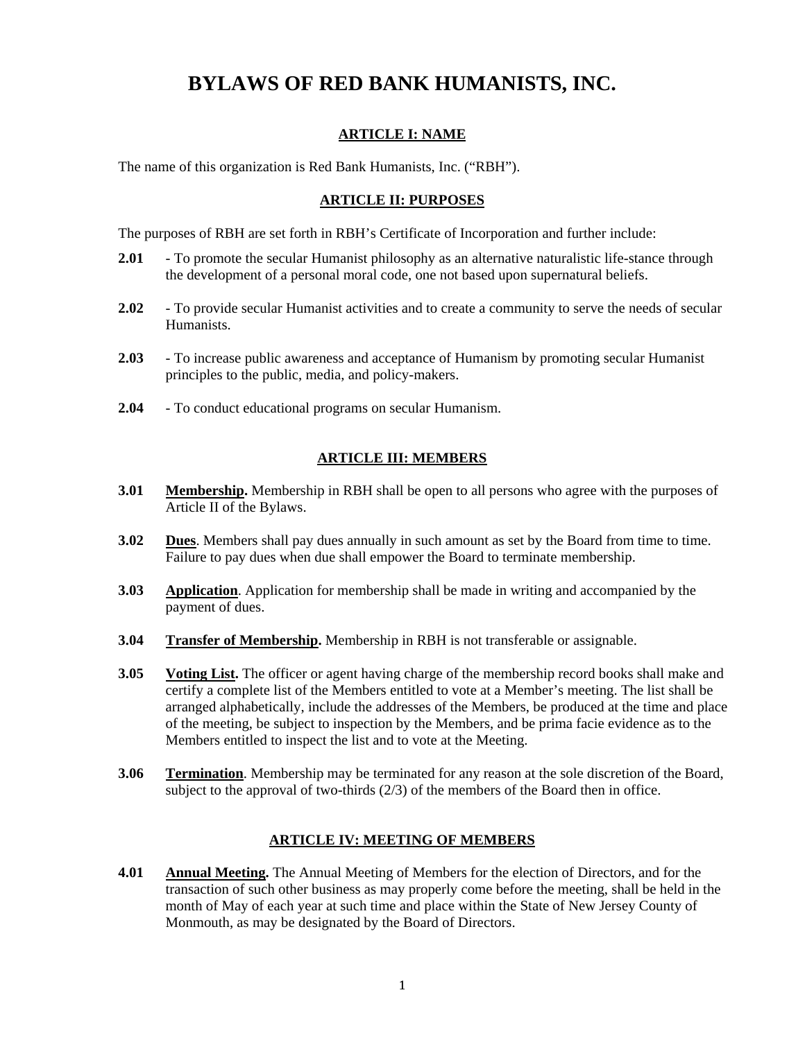# BYLAWS OF RED BANK HUMANISTS, INC.

## ARTICLE I: NAME

The name of this organization is Red Bank Humanists, Inc. ("RBH").

## ARTICLE II: PURPOSES

The purposes of RBH are set forth in RBH's Certificate of Incorporation and further include:

**2.01** - To promote the secular Humanist philosophy as an alternative naturalistic life-stance through the development of a personal moral code, one not based upon supernatural beliefs.

**2.02** - To provide secular Humanist activities and to create a community to serve the needs of secular Humanists.

**2.03** - To increase public awareness and acceptance of Humanism by promoting secular Humanist principles to the public, media, and policy-makers.

**2.04** - To conduct educational programs on secular Humanism.

## ARTICLE III: MEMBERS

**3.01** **Membership.** Membership in RBH shall be open to all persons who agree with the purposes of Article II of the Bylaws.

**3.02** **Dues**. Members shall pay dues annually in such amount as set by the Board from time to time. Failure to pay dues when due shall empower the Board to terminate membership.

**3.03** **Application**. Application for membership shall be made in writing and accompanied by the payment of dues.

**3.04** **Transfer of Membership.** Membership in RBH is not transferable or assignable.

**3.05** **Voting List.** The officer or agent having charge of the membership record books shall make and certify a complete list of the Members entitled to vote at a Member's meeting. The list shall be arranged alphabetically, include the addresses of the Members, be produced at the time and place of the meeting, be subject to inspection by the Members, and be prima facie evidence as to the Members entitled to inspect the list and to vote at the Meeting.

**3.06** **Termination**. Membership may be terminated for any reason at the sole discretion of the Board, subject to the approval of two-thirds (2/3) of the members of the Board then in office.

## ARTICLE IV: MEETING OF MEMBERS

**4.01** **Annual Meeting.** The Annual Meeting of Members for the election of Directors, and for the transaction of such other business as may properly come before the meeting, shall be held in the month of May of each year at such time and place within the State of New Jersey County of Monmouth, as may be designated by the Board of Directors.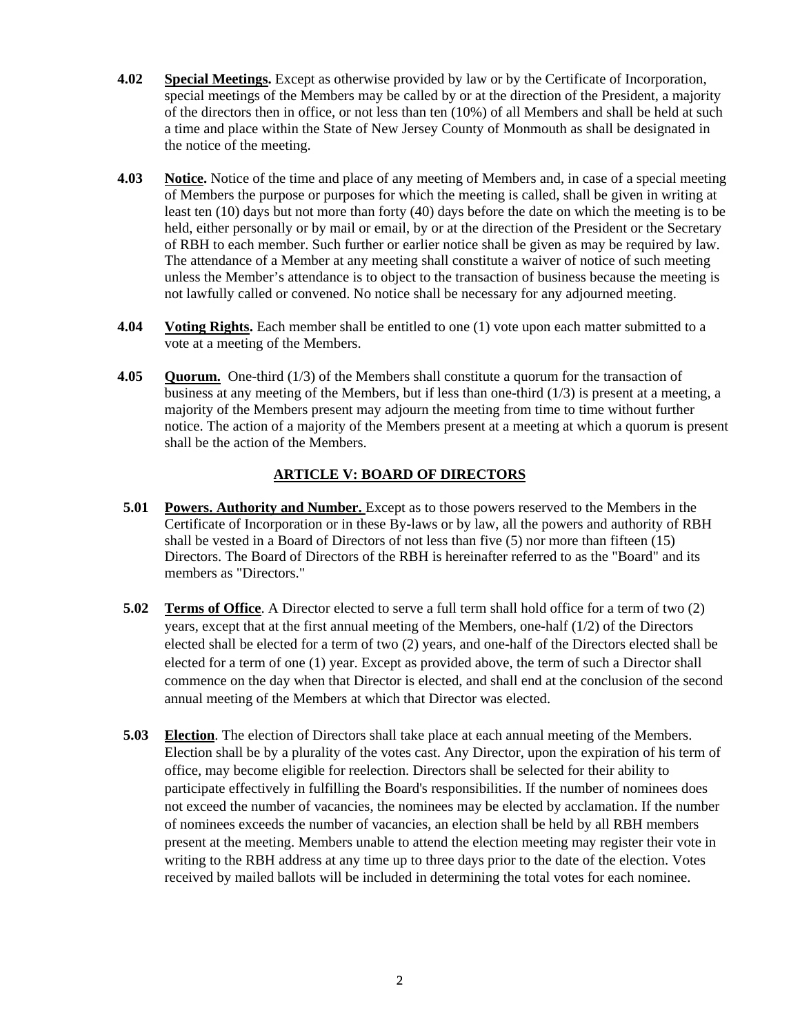**4.02** **Special Meetings.** Except as otherwise provided by law or by the Certificate of Incorporation, special meetings of the Members may be called by or at the direction of the President, a majority of the directors then in office, or not less than ten (10%) of all Members and shall be held at such a time and place within the State of New Jersey County of Monmouth as shall be designated in the notice of the meeting.

**4.03** **Notice.** Notice of the time and place of any meeting of Members and, in case of a special meeting of Members the purpose or purposes for which the meeting is called, shall be given in writing at least ten (10) days but not more than forty (40) days before the date on which the meeting is to be held, either personally or by mail or email, by or at the direction of the President or the Secretary of RBH to each member. Such further or earlier notice shall be given as may be required by law. The attendance of a Member at any meeting shall constitute a waiver of notice of such meeting unless the Member's attendance is to object to the transaction of business because the meeting is not lawfully called or convened. No notice shall be necessary for any adjourned meeting.

**4.04** **Voting Rights.** Each member shall be entitled to one (1) vote upon each matter submitted to a vote at a meeting of the Members.

**4.05** **Quorum.** One-third (1/3) of the Members shall constitute a quorum for the transaction of business at any meeting of the Members, but if less than one-third (1/3) is present at a meeting, a majority of the Members present may adjourn the meeting from time to time without further notice. The action of a majority of the Members present at a meeting at which a quorum is present shall be the action of the Members.

## ARTICLE V: BOARD OF DIRECTORS

**5.01** **Powers. Authority and Number.** Except as to those powers reserved to the Members in the Certificate of Incorporation or in these By-laws or by law, all the powers and authority of RBH shall be vested in a Board of Directors of not less than five (5) nor more than fifteen (15) Directors. The Board of Directors of the RBH is hereinafter referred to as the "Board" and its members as "Directors."

**5.02** **Terms of Office**. A Director elected to serve a full term shall hold office for a term of two (2) years, except that at the first annual meeting of the Members, one-half (1/2) of the Directors elected shall be elected for a term of two (2) years, and one-half of the Directors elected shall be elected for a term of one (1) year. Except as provided above, the term of such a Director shall commence on the day when that Director is elected, and shall end at the conclusion of the second annual meeting of the Members at which that Director was elected.

**5.03** **Election**. The election of Directors shall take place at each annual meeting of the Members. Election shall be by a plurality of the votes cast. Any Director, upon the expiration of his term of office, may become eligible for reelection. Directors shall be selected for their ability to participate effectively in fulfilling the Board's responsibilities. If the number of nominees does not exceed the number of vacancies, the nominees may be elected by acclamation. If the number of nominees exceeds the number of vacancies, an election shall be held by all RBH members present at the meeting. Members unable to attend the election meeting may register their vote in writing to the RBH address at any time up to three days prior to the date of the election. Votes received by mailed ballots will be included in determining the total votes for each nominee.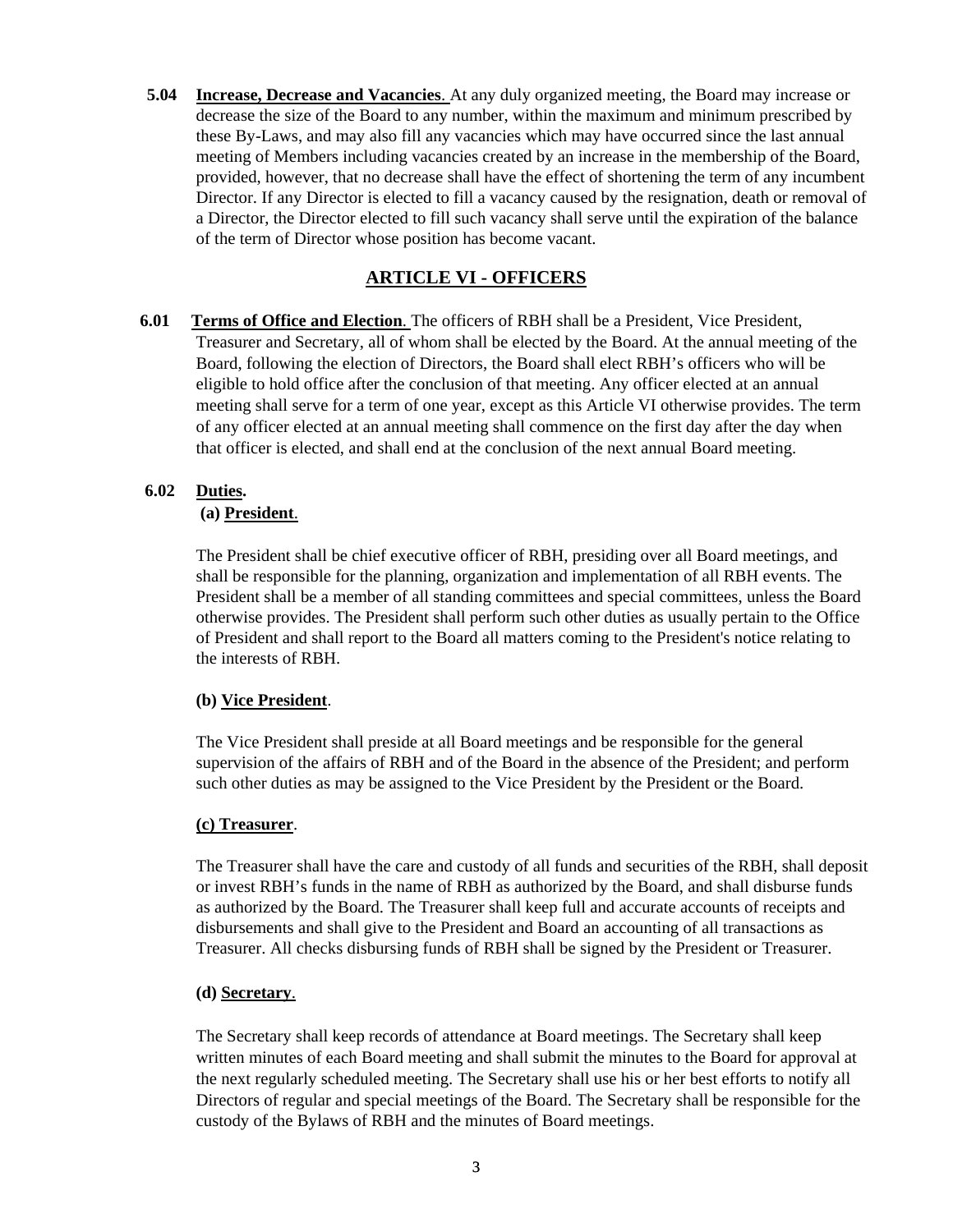**5.04 Increase, Decrease and Vacancies**. At any duly organized meeting, the Board may increase or decrease the size of the Board to any number, within the maximum and minimum prescribed by these By-Laws, and may also fill any vacancies which may have occurred since the last annual meeting of Members including vacancies created by an increase in the membership of the Board, provided, however, that no decrease shall have the effect of shortening the term of any incumbent Director. If any Director is elected to fill a vacancy caused by the resignation, death or removal of a Director, the Director elected to fill such vacancy shall serve until the expiration of the balance of the term of Director whose position has become vacant.

## ARTICLE VI - OFFICERS

**6.01 Terms of Office and Election**. The officers of RBH shall be a President, Vice President, Treasurer and Secretary, all of whom shall be elected by the Board. At the annual meeting of the Board, following the election of Directors, the Board shall elect RBH's officers who will be eligible to hold office after the conclusion of that meeting. Any officer elected at an annual meeting shall serve for a term of one year, except as this Article VI otherwise provides. The term of any officer elected at an annual meeting shall commence on the first day after the day when that officer is elected, and shall end at the conclusion of the next annual Board meeting.

**6.02 Duties.**

**(a) President**.

The President shall be chief executive officer of RBH, presiding over all Board meetings, and shall be responsible for the planning, organization and implementation of all RBH events. The President shall be a member of all standing committees and special committees, unless the Board otherwise provides. The President shall perform such other duties as usually pertain to the Office of President and shall report to the Board all matters coming to the President's notice relating to the interests of RBH.

**(b) Vice President**.

The Vice President shall preside at all Board meetings and be responsible for the general supervision of the affairs of RBH and of the Board in the absence of the President; and perform such other duties as may be assigned to the Vice President by the President or the Board.

**(c) Treasurer**.

The Treasurer shall have the care and custody of all funds and securities of the RBH, shall deposit or invest RBH's funds in the name of RBH as authorized by the Board, and shall disburse funds as authorized by the Board. The Treasurer shall keep full and accurate accounts of receipts and disbursements and shall give to the President and Board an accounting of all transactions as Treasurer. All checks disbursing funds of RBH shall be signed by the President or Treasurer.

**(d) Secretary**.

The Secretary shall keep records of attendance at Board meetings. The Secretary shall keep written minutes of each Board meeting and shall submit the minutes to the Board for approval at the next regularly scheduled meeting. The Secretary shall use his or her best efforts to notify all Directors of regular and special meetings of the Board. The Secretary shall be responsible for the custody of the Bylaws of RBH and the minutes of Board meetings.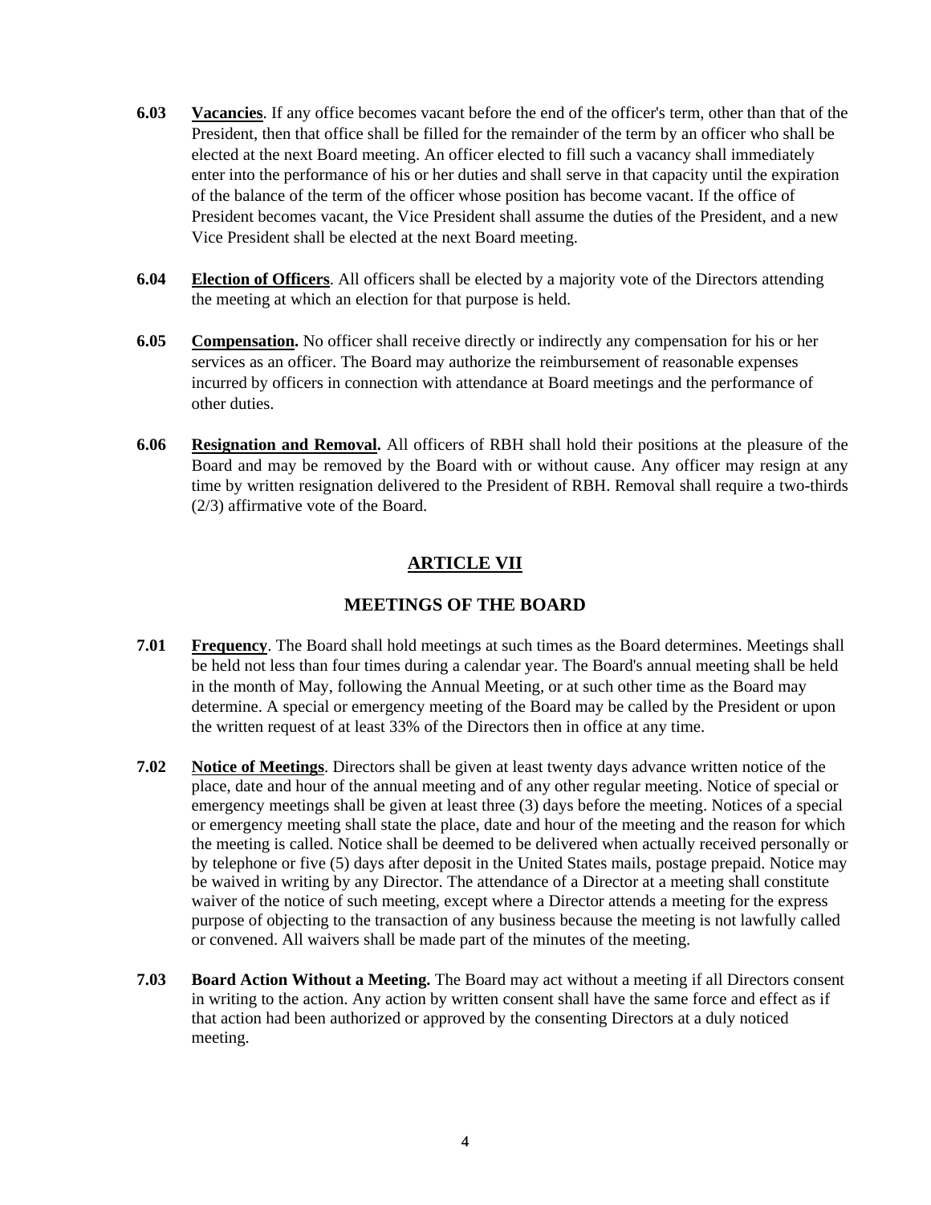**6.03** **Vacancies**. If any office becomes vacant before the end of the officer's term, other than that of the President, then that office shall be filled for the remainder of the term by an officer who shall be elected at the next Board meeting. An officer elected to fill such a vacancy shall immediately enter into the performance of his or her duties and shall serve in that capacity until the expiration of the balance of the term of the officer whose position has become vacant. If the office of President becomes vacant, the Vice President shall assume the duties of the President, and a new Vice President shall be elected at the next Board meeting.

**6.04** **Election of Officers**. All officers shall be elected by a majority vote of the Directors attending the meeting at which an election for that purpose is held.

**6.05** **Compensation.** No officer shall receive directly or indirectly any compensation for his or her services as an officer. The Board may authorize the reimbursement of reasonable expenses incurred by officers in connection with attendance at Board meetings and the performance of other duties.

**6.06** **Resignation and Removal.** All officers of RBH shall hold their positions at the pleasure of the Board and may be removed by the Board with or without cause. Any officer may resign at any time by written resignation delivered to the President of RBH. Removal shall require a two-thirds (2/3) affirmative vote of the Board.

## ARTICLE VII

## MEETINGS OF THE BOARD

**7.01** **Frequency**. The Board shall hold meetings at such times as the Board determines. Meetings shall be held not less than four times during a calendar year. The Board's annual meeting shall be held in the month of May, following the Annual Meeting, or at such other time as the Board may determine. A special or emergency meeting of the Board may be called by the President or upon the written request of at least 33% of the Directors then in office at any time.

**7.02** **Notice of Meetings**. Directors shall be given at least twenty days advance written notice of the place, date and hour of the annual meeting and of any other regular meeting. Notice of special or emergency meetings shall be given at least three (3) days before the meeting. Notices of a special or emergency meeting shall state the place, date and hour of the meeting and the reason for which the meeting is called. Notice shall be deemed to be delivered when actually received personally or by telephone or five (5) days after deposit in the United States mails, postage prepaid. Notice may be waived in writing by any Director. The attendance of a Director at a meeting shall constitute waiver of the notice of such meeting, except where a Director attends a meeting for the express purpose of objecting to the transaction of any business because the meeting is not lawfully called or convened. All waivers shall be made part of the minutes of the meeting.

**7.03** **Board Action Without a Meeting.** The Board may act without a meeting if all Directors consent in writing to the action. Any action by written consent shall have the same force and effect as if that action had been authorized or approved by the consenting Directors at a duly noticed meeting.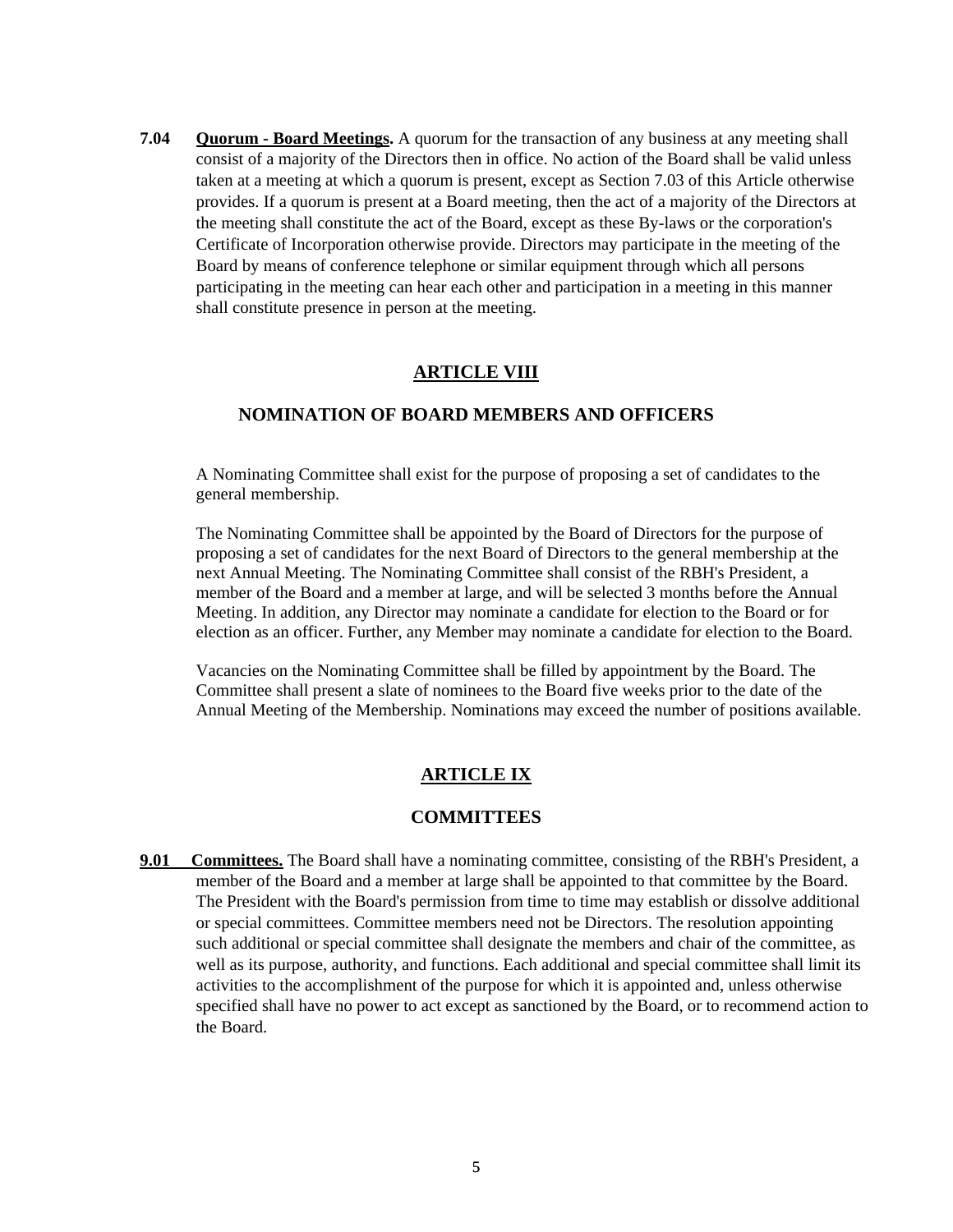**7.04 Quorum - Board Meetings.** A quorum for the transaction of any business at any meeting shall consist of a majority of the Directors then in office. No action of the Board shall be valid unless taken at a meeting at which a quorum is present, except as Section 7.03 of this Article otherwise provides. If a quorum is present at a Board meeting, then the act of a majority of the Directors at the meeting shall constitute the act of the Board, except as these By-laws or the corporation's Certificate of Incorporation otherwise provide. Directors may participate in the meeting of the Board by means of conference telephone or similar equipment through which all persons participating in the meeting can hear each other and participation in a meeting in this manner shall constitute presence in person at the meeting.

## ARTICLE VIII

## NOMINATION OF BOARD MEMBERS AND OFFICERS

A Nominating Committee shall exist for the purpose of proposing a set of candidates to the general membership.

The Nominating Committee shall be appointed by the Board of Directors for the purpose of proposing a set of candidates for the next Board of Directors to the general membership at the next Annual Meeting. The Nominating Committee shall consist of the RBH's President, a member of the Board and a member at large, and will be selected 3 months before the Annual Meeting. In addition, any Director may nominate a candidate for election to the Board or for election as an officer. Further, any Member may nominate a candidate for election to the Board.

Vacancies on the Nominating Committee shall be filled by appointment by the Board. The Committee shall present a slate of nominees to the Board five weeks prior to the date of the Annual Meeting of the Membership. Nominations may exceed the number of positions available.

## ARTICLE IX

## COMMITTEES

**9.01 Committees.** The Board shall have a nominating committee, consisting of the RBH's President, a member of the Board and a member at large shall be appointed to that committee by the Board. The President with the Board's permission from time to time may establish or dissolve additional or special committees. Committee members need not be Directors. The resolution appointing such additional or special committee shall designate the members and chair of the committee, as well as its purpose, authority, and functions. Each additional and special committee shall limit its activities to the accomplishment of the purpose for which it is appointed and, unless otherwise specified shall have no power to act except as sanctioned by the Board, or to recommend action to the Board.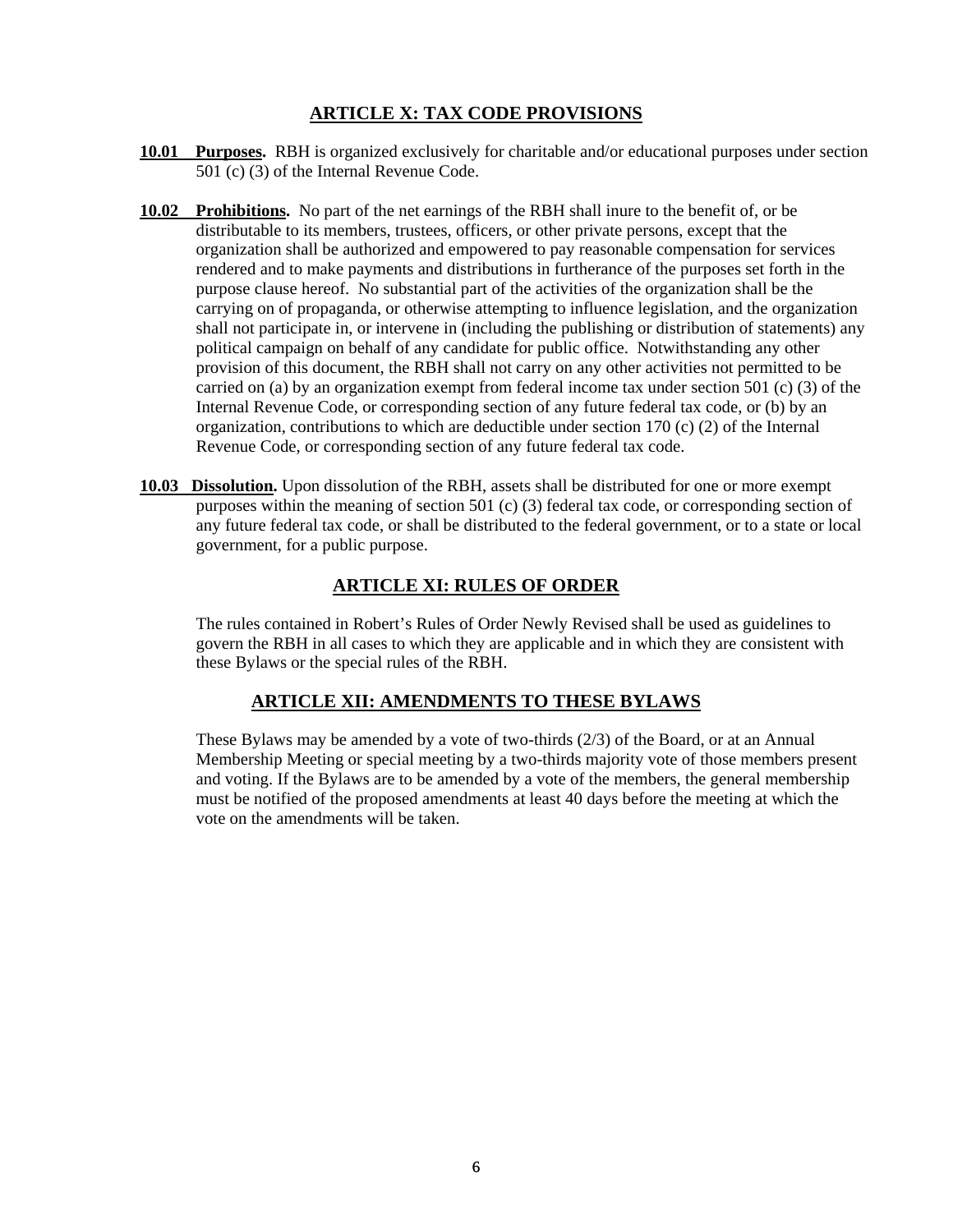## ARTICLE X: TAX CODE PROVISIONS

**10.01 Purposes.** RBH is organized exclusively for charitable and/or educational purposes under section 501 (c) (3) of the Internal Revenue Code.

**10.02 Prohibitions.** No part of the net earnings of the RBH shall inure to the benefit of, or be distributable to its members, trustees, officers, or other private persons, except that the organization shall be authorized and empowered to pay reasonable compensation for services rendered and to make payments and distributions in furtherance of the purposes set forth in the purpose clause hereof. No substantial part of the activities of the organization shall be the carrying on of propaganda, or otherwise attempting to influence legislation, and the organization shall not participate in, or intervene in (including the publishing or distribution of statements) any political campaign on behalf of any candidate for public office. Notwithstanding any other provision of this document, the RBH shall not carry on any other activities not permitted to be carried on (a) by an organization exempt from federal income tax under section 501 (c) (3) of the Internal Revenue Code, or corresponding section of any future federal tax code, or (b) by an organization, contributions to which are deductible under section 170 (c) (2) of the Internal Revenue Code, or corresponding section of any future federal tax code.

**10.03 Dissolution.** Upon dissolution of the RBH, assets shall be distributed for one or more exempt purposes within the meaning of section 501 (c) (3) federal tax code, or corresponding section of any future federal tax code, or shall be distributed to the federal government, or to a state or local government, for a public purpose.

## ARTICLE XI: RULES OF ORDER

The rules contained in Robert's Rules of Order Newly Revised shall be used as guidelines to govern the RBH in all cases to which they are applicable and in which they are consistent with these Bylaws or the special rules of the RBH.

## ARTICLE XII: AMENDMENTS TO THESE BYLAWS

These Bylaws may be amended by a vote of two-thirds (2/3) of the Board, or at an Annual Membership Meeting or special meeting by a two-thirds majority vote of those members present and voting. If the Bylaws are to be amended by a vote of the members, the general membership must be notified of the proposed amendments at least 40 days before the meeting at which the vote on the amendments will be taken.